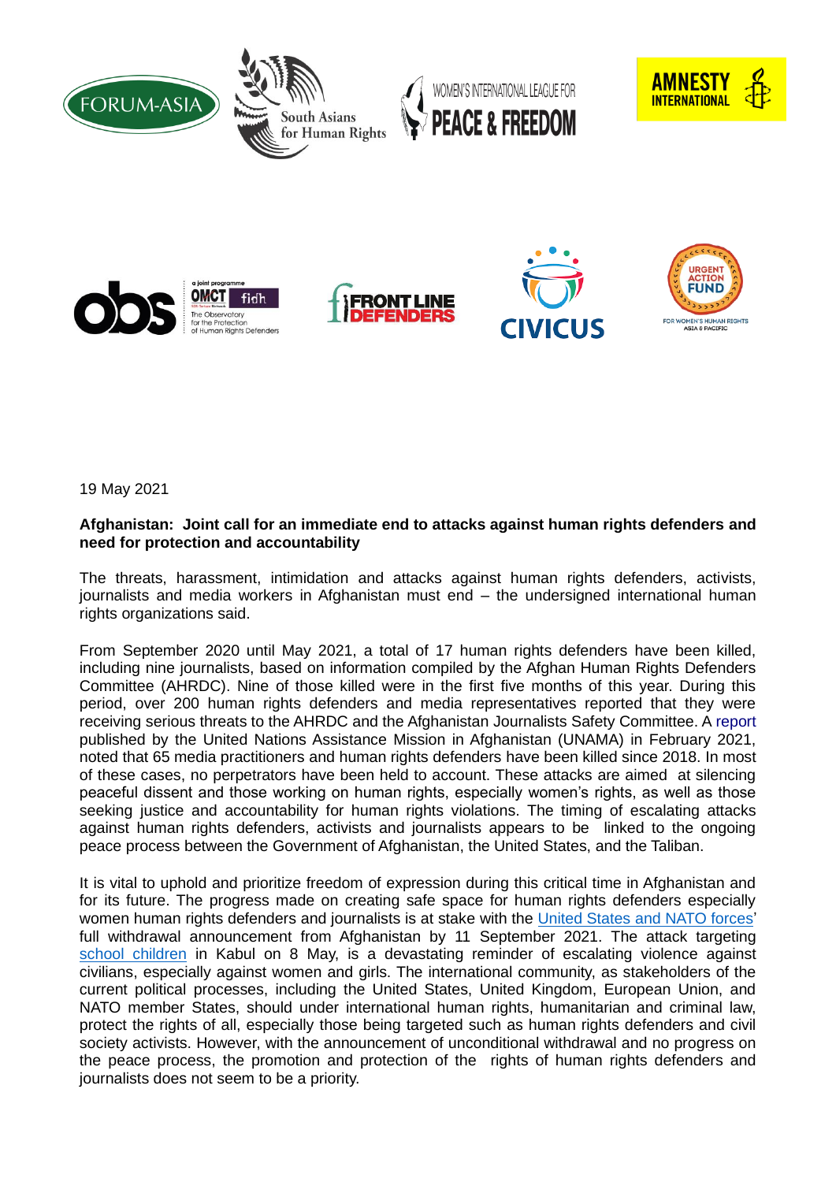19 May 2021

**Afghanistan: Joint call for an immediate end to attacks against human rights defenders and need for protection and accountability**

The threats, harassment, intimidation and attacks against human rights defenders, activists, journalists and media workers in Afghanistan must end – the undersigned international human rights organizations said.

From September 2020 until May 2021, a total of 17 human rights defenders have been killed, including nine journalists, based on information compiled by the Afghan Human Rights Defenders Committee (AHRDC). Nine of those killed were in the first five months of this year. During this period, over 200 human rights defenders and media representatives reported that they were receiving serious threats to the AHRDC and the Afghanistan Journalists Safety Committee. A report published by the United Nations Assistance Mission in Afghanistan (UNAMA) in February 2021, noted that 65 media practitioners and human rights defenders have been killed since 2018. In most of these cases, no perpetrators have been held to account. These attacks are aimed at silencing peaceful dissent and those working on human rights, especially women's rights, as well as those seeking justice and accountability for human rights violations. The timing of escalating attacks against human rights defenders, activists and journalists appears to be linked to the ongoing peace process between the Government of Afghanistan, the United States, and the Taliban.

It is vital to uphold and prioritize freedom of expression during this critical time in Afghanistan and for its future. The progress made on creating safe space for human rights defenders especially women human rights defenders and journalists is at stake with the United States and NATO forces' full withdrawal announcement from Afghanistan by 11 September 2021. The attack targeting school children in Kabul on 8 May, is a devastating reminder of escalating violence against civilians, especially against women and girls. The international community, as stakeholders of the current political processes, including the United States, United Kingdom, European Union, and NATO member States, should under international human rights, humanitarian and criminal law, protect the rights of all, especially those being targeted such as human rights defenders and civil society activists. However, with the announcement of unconditional withdrawal and no progress on the peace process, the promotion and protection of the rights of human rights defenders and journalists does not seem to be a priority.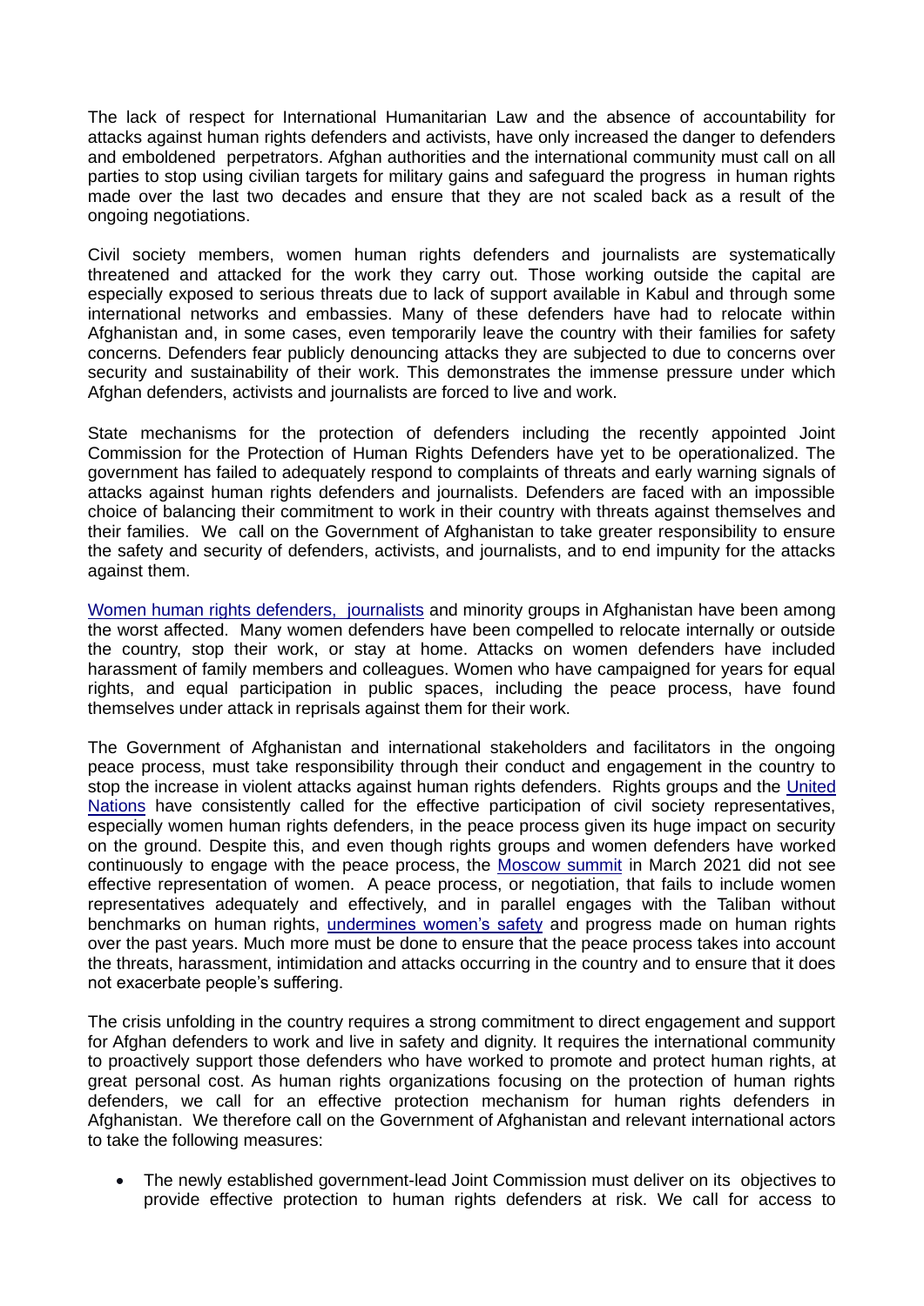The lack of respect for International Humanitarian Law and the absence of accountability for attacks against human rights defenders and activists, have only increased the danger to defenders and emboldened perpetrators. Afghan authorities and the international community must call on all parties to stop using civilian targets for military gains and safeguard the progress in human rights made over the last two decades and ensure that they are not scaled back as a result of the ongoing negotiations.

Civil society members, women human rights defenders and journalists are systematically threatened and attacked for the work they carry out. Those working outside the capital are especially exposed to serious threats due to lack of support available in Kabul and through some international networks and embassies. Many of these defenders have had to relocate within Afghanistan and, in some cases, even temporarily leave the country with their families for safety concerns. Defenders fear publicly denouncing attacks they are subjected to due to concerns over security and sustainability of their work. This demonstrates the immense pressure under which Afghan defenders, activists and journalists are forced to live and work.

State mechanisms for the protection of defenders including the recently appointed Joint Commission for the Protection of Human Rights Defenders have yet to be operationalized. The government has failed to adequately respond to complaints of threats and early warning signals of attacks against human rights defenders and journalists. Defenders are faced with an impossible choice of balancing their commitment to work in their country with threats against themselves and their families. We call on the Government of Afghanistan to take greater responsibility to ensure the safety and security of defenders, activists, and journalists, and to end impunity for the attacks against them.

Women human rights defenders, journalists and minority groups in Afghanistan have been among the worst affected. Many women defenders have been compelled to relocate internally or outside the country, stop their work, or stay at home. Attacks on women defenders have included harassment of family members and colleagues. Women who have campaigned for years for equal rights, and equal participation in public spaces, including the peace process, have found themselves under attack in reprisals against them for their work.

The Government of Afghanistan and international stakeholders and facilitators in the ongoing peace process, must take responsibility through their conduct and engagement in the country to stop the increase in violent attacks against human rights defenders. Rights groups and the United Nations have consistently called for the effective participation of civil society representatives, especially women human rights defenders, in the peace process given its huge impact on security on the ground. Despite this, and even though rights groups and women defenders have worked continuously to engage with the peace process, the Moscow summit in March 2021 did not see effective representation of women. A peace process, or negotiation, that fails to include women representatives adequately and effectively, and in parallel engages with the Taliban without benchmarks on human rights, undermines women's safety and progress made on human rights over the past years. Much more must be done to ensure that the peace process takes into account the threats, harassment, intimidation and attacks occurring in the country and to ensure that it does not exacerbate people's suffering.

The crisis unfolding in the country requires a strong commitment to direct engagement and support for Afghan defenders to work and live in safety and dignity. It requires the international community to proactively support those defenders who have worked to promote and protect human rights, at great personal cost. As human rights organizations focusing on the protection of human rights defenders, we call for an effective protection mechanism for human rights defenders in Afghanistan. We therefore call on the Government of Afghanistan and relevant international actors to take the following measures:

- The newly established government-lead Joint Commission must deliver on its objectives to provide effective protection to human rights defenders at risk. We call for access to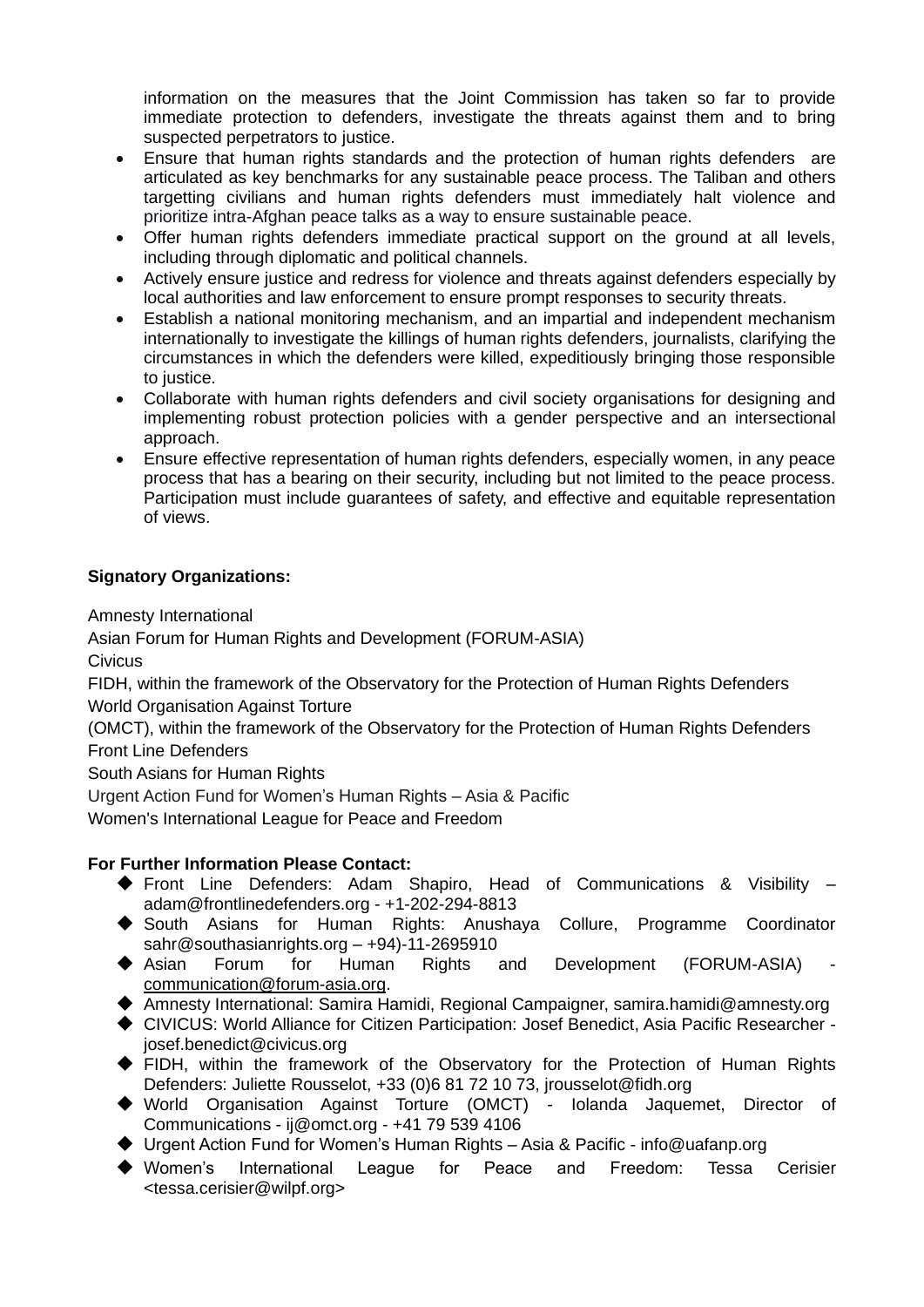information on the measures that the Joint Commission has taken so far to provide immediate protection to defenders, investigate the threats against them and to bring suspected perpetrators to justice.

- Ensure that human rights standards and the protection of human rights defenders are articulated as key benchmarks for any sustainable peace process. The Taliban and others targetting civilians and human rights defenders must immediately halt violence and prioritize intra-Afghan peace talks as a way to ensure sustainable peace.
- Offer human rights defenders immediate practical support on the ground at all levels, including through diplomatic and political channels.
- Actively ensure justice and redress for violence and threats against defenders especially by local authorities and law enforcement to ensure prompt responses to security threats.
- Establish a national monitoring mechanism, and an impartial and independent mechanism internationally to investigate the killings of human rights defenders, journalists, clarifying the circumstances in which the defenders were killed, expeditiously bringing those responsible to justice.
- Collaborate with human rights defenders and civil society organisations for designing and implementing robust protection policies with a gender perspective and an intersectional approach.
- Ensure effective representation of human rights defenders, especially women, in any peace process that has a bearing on their security, including but not limited to the peace process. Participation must include guarantees of safety, and effective and equitable representation of views.

**Signatory Organizations:**

Amnesty International
Asian Forum for Human Rights and Development (FORUM-ASIA)
Civicus
FIDH, within the framework of the Observatory for the Protection of Human Rights Defenders
World Organisation Against Torture
(OMCT), within the framework of the Observatory for the Protection of Human Rights Defenders
Front Line Defenders
South Asians for Human Rights
Urgent Action Fund for Women's Human Rights – Asia & Pacific
Women's International League for Peace and Freedom

**For Further Information Please Contact:**

- Front Line Defenders: Adam Shapiro, Head of Communications & Visibility – adam@frontlinedefenders.org - +1-202-294-8813
- South Asians for Human Rights: Anushaya Collure, Programme Coordinator sahr@southasianrights.org – +94)-11-2695910
- Asian Forum for Human Rights and Development (FORUM-ASIA) - communication@forum-asia.org.
- Amnesty International: Samira Hamidi, Regional Campaigner, samira.hamidi@amnesty.org
- CIVICUS: World Alliance for Citizen Participation: Josef Benedict, Asia Pacific Researcher - josef.benedict@civicus.org
- FIDH, within the framework of the Observatory for the Protection of Human Rights Defenders: Juliette Rousselot, +33 (0)6 81 72 10 73, jrousselot@fidh.org
- World Organisation Against Torture (OMCT) - Iolanda Jaquemet, Director of Communications - ij@omct.org - +41 79 539 4106
- Urgent Action Fund for Women's Human Rights – Asia & Pacific - info@uafanp.org
- Women's International League for Peace and Freedom: Tessa Cerisier <tessa.cerisier@wilpf.org>